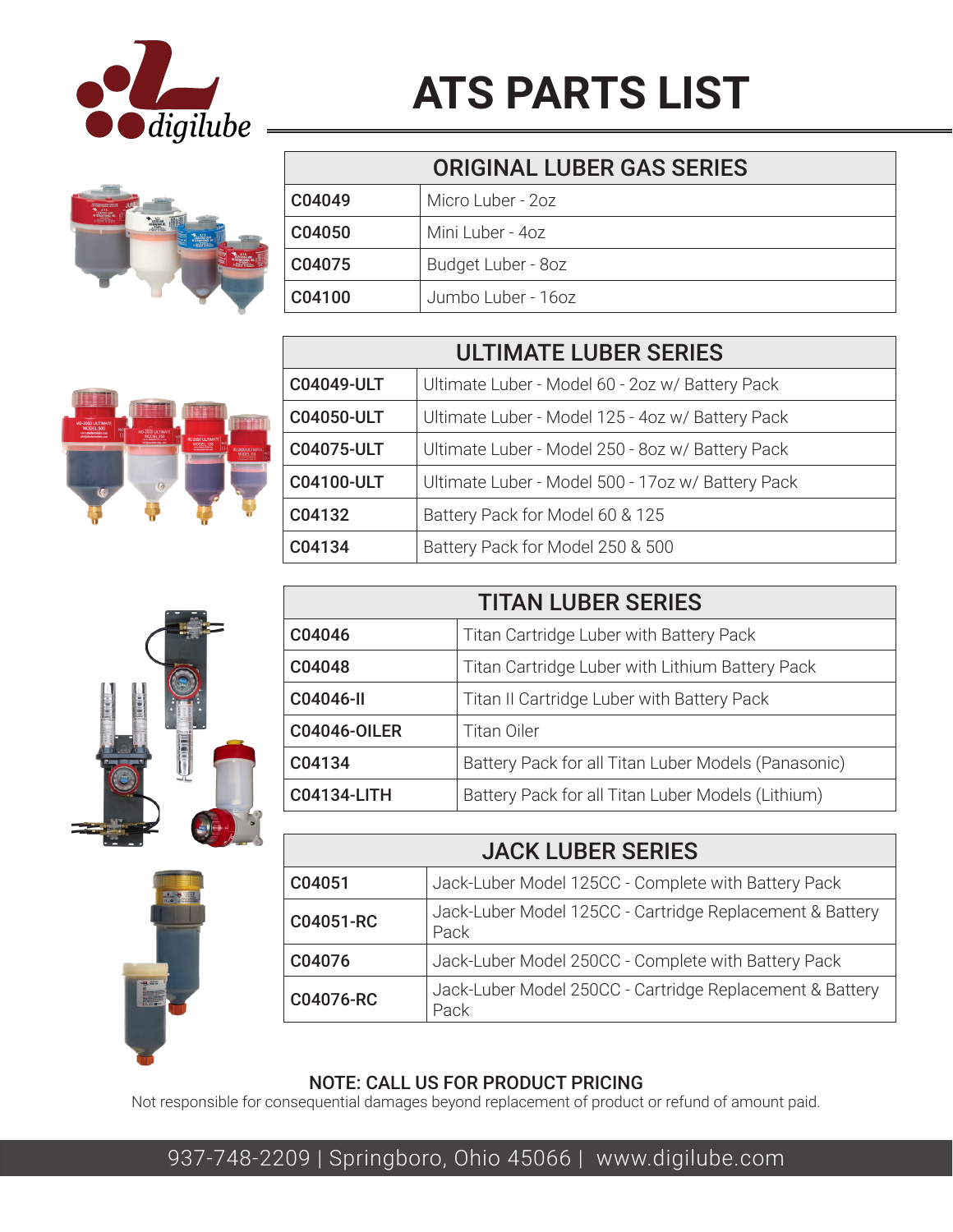# ATS PARTS LIST

| ORIGINAL LUBER GAS SERIES | |
|---|---|
| C04049 | Micro Luber - 2oz |
| C04050 | Mini Luber - 4oz |
| C04075 | Budget Luber - 8oz |
| C04100 | Jumbo Luber - 16oz |

| ULTIMATE LUBER SERIES | |
|---|---|
| C04049-ULT | Ultimate Luber - Model 60 - 2oz w/ Battery Pack |
| C04050-ULT | Ultimate Luber - Model 125 - 4oz w/ Battery Pack |
| C04075-ULT | Ultimate Luber - Model 250 - 8oz w/ Battery Pack |
| C04100-ULT | Ultimate Luber - Model 500 - 17oz w/ Battery Pack |
| C04132 | Battery Pack for Model 60 & 125 |
| C04134 | Battery Pack for Model 250 & 500 |

| TITAN LUBER SERIES | |
|---|---|
| C04046 | Titan Cartridge Luber with Battery Pack |
| C04048 | Titan Cartridge Luber with Lithium Battery Pack |
| C04046-II | Titan II Cartridge Luber with Battery Pack |
| C04046-OILER | Titan Oiler |
| C04134 | Battery Pack for all Titan Luber Models (Panasonic) |
| C04134-LITH | Battery Pack for all Titan Luber Models (Lithium) |

| JACK LUBER SERIES | |
|---|---|
| C04051 | Jack-Luber Model 125CC - Complete with Battery Pack |
| C04051-RC | Jack-Luber Model 125CC - Cartridge Replacement & Battery Pack |
| C04076 | Jack-Luber Model 250CC - Complete with Battery Pack |
| C04076-RC | Jack-Luber Model 250CC - Cartridge Replacement & Battery Pack |

**NOTE: CALL US FOR PRODUCT PRICING**

Not responsible for consequential damages beyond replacement of product or refund of amount paid.

937-748-2209 | Springboro, Ohio 45066 | www.digilube.com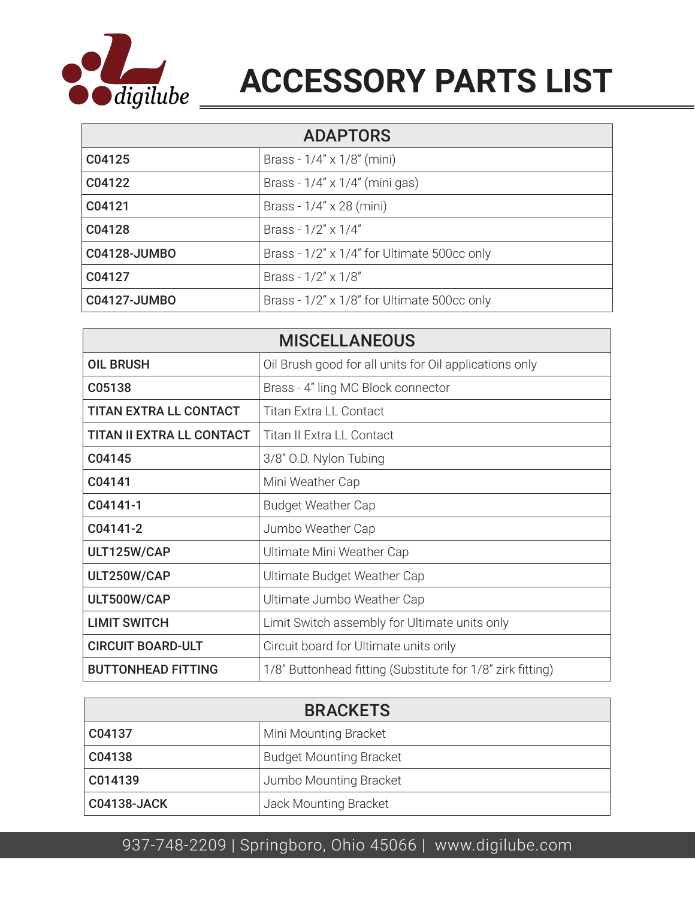# ACCESSORY PARTS LIST

| ADAPTORS | |
|---|---|
| **C04125** | Brass - 1/4" x 1/8" (mini) |
| **C04122** | Brass - 1/4" x 1/4" (mini gas) |
| **C04121** | Brass - 1/4" x 28 (mini) |
| **C04128** | Brass - 1/2" x 1/4" |
| **C04128-JUMBO** | Brass - 1/2" x 1/4" for Ultimate 500cc only |
| **C04127** | Brass - 1/2" x 1/8" |
| **C04127-JUMBO** | Brass - 1/2" x 1/8" for Ultimate 500cc only |

| MISCELLANEOUS | |
|---|---|
| **OIL BRUSH** | Oil Brush good for all units for Oil applications only |
| **C05138** | Brass - 4" ling MC Block connector |
| **TITAN EXTRA LL CONTACT** | Titan Extra LL Contact |
| **TITAN II EXTRA LL CONTACT** | Titan II Extra LL Contact |
| **C04145** | 3/8" O.D. Nylon Tubing |
| **C04141** | Mini Weather Cap |
| **C04141-1** | Budget Weather Cap |
| **C04141-2** | Jumbo Weather Cap |
| **ULT125W/CAP** | Ultimate Mini Weather Cap |
| **ULT250W/CAP** | Ultimate Budget Weather Cap |
| **ULT500W/CAP** | Ultimate Jumbo Weather Cap |
| **LIMIT SWITCH** | Limit Switch assembly for Ultimate units only |
| **CIRCUIT BOARD-ULT** | Circuit board for Ultimate units only |
| **BUTTONHEAD FITTING** | 1/8" Buttonhead fitting (Substitute for 1/8" zirk fitting) |

| BRACKETS | |
|---|---|
| **C04137** | Mini Mounting Bracket |
| **C04138** | Budget Mounting Bracket |
| **C014139** | Jumbo Mounting Bracket |
| **C04138-JACK** | Jack Mounting Bracket |

937-748-2209 | Springboro, Ohio 45066 | www.digilube.com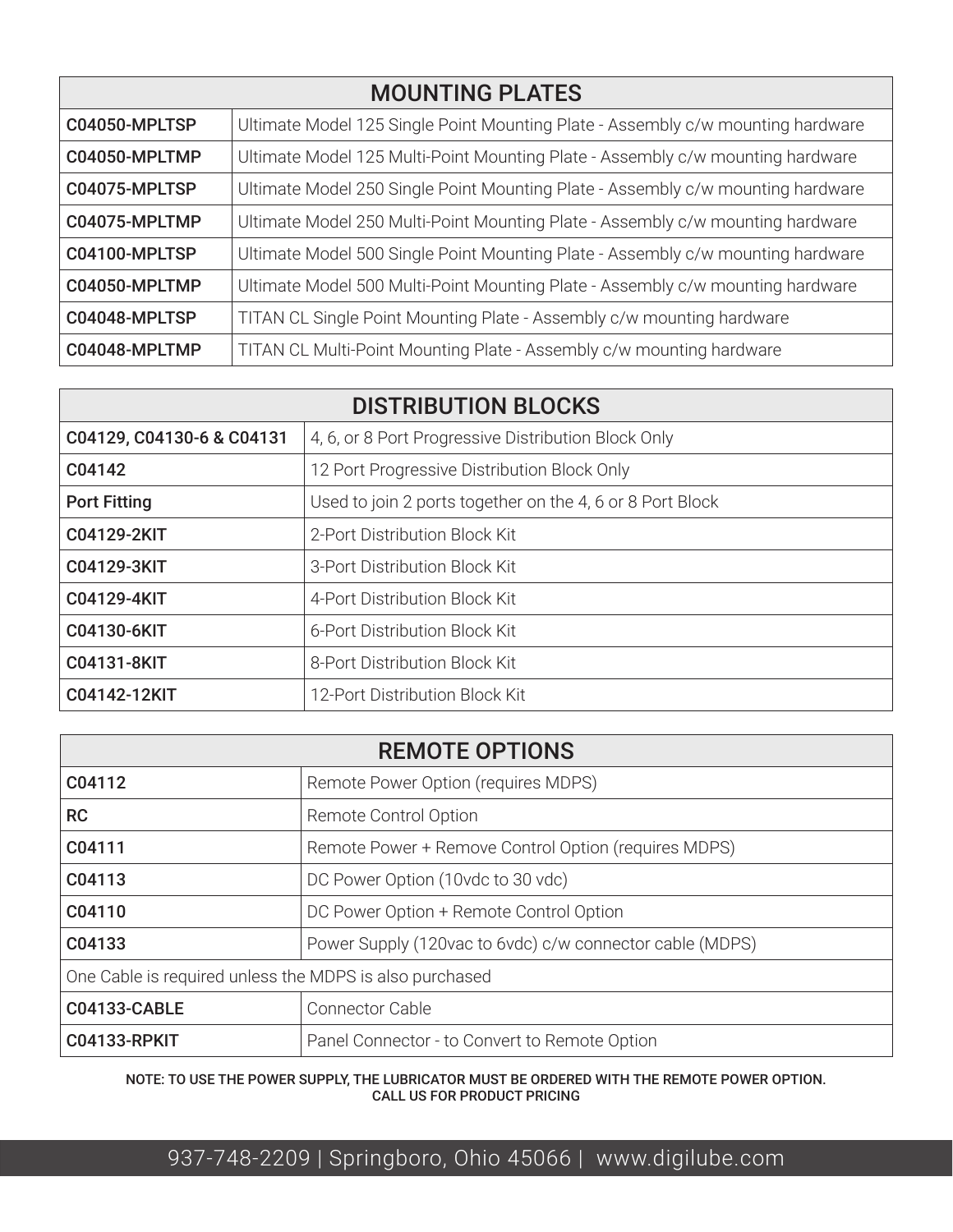| MOUNTING PLATES | |
|---|---|
| **C04050-MPLTSP** | Ultimate Model 125 Single Point Mounting Plate - Assembly c/w mounting hardware |
| **C04050-MPLTMP** | Ultimate Model 125 Multi-Point Mounting Plate - Assembly c/w mounting hardware |
| **C04075-MPLTSP** | Ultimate Model 250 Single Point Mounting Plate - Assembly c/w mounting hardware |
| **C04075-MPLTMP** | Ultimate Model 250 Multi-Point Mounting Plate - Assembly c/w mounting hardware |
| **C04100-MPLTSP** | Ultimate Model 500 Single Point Mounting Plate - Assembly c/w mounting hardware |
| **C04050-MPLTMP** | Ultimate Model 500 Multi-Point Mounting Plate - Assembly c/w mounting hardware |
| **C04048-MPLTSP** | TITAN CL Single Point Mounting Plate - Assembly c/w mounting hardware |
| **C04048-MPLTMP** | TITAN CL Multi-Point Mounting Plate - Assembly c/w mounting hardware |

| DISTRIBUTION BLOCKS | |
|---|---|
| **C04129, C04130-6 & C04131** | 4, 6, or 8 Port Progressive Distribution Block Only |
| **C04142** | 12 Port Progressive Distribution Block Only |
| **Port Fitting** | Used to join 2 ports together on the 4, 6 or 8 Port Block |
| **C04129-2KIT** | 2-Port Distribution Block Kit |
| **C04129-3KIT** | 3-Port Distribution Block Kit |
| **C04129-4KIT** | 4-Port Distribution Block Kit |
| **C04130-6KIT** | 6-Port Distribution Block Kit |
| **C04131-8KIT** | 8-Port Distribution Block Kit |
| **C04142-12KIT** | 12-Port Distribution Block Kit |

| REMOTE OPTIONS | |
|---|---|
| **C04112** | Remote Power Option (requires MDPS) |
| **RC** | Remote Control Option |
| **C04111** | Remote Power + Remove Control Option (requires MDPS) |
| **C04113** | DC Power Option (10vdc to 30 vdc) |
| **C04110** | DC Power Option + Remote Control Option |
| **C04133** | Power Supply (120vac to 6vdc) c/w connector cable (MDPS) |
| One Cable is required unless the MDPS is also purchased | |
| **C04133-CABLE** | Connector Cable |
| **C04133-RPKIT** | Panel Connector - to Convert to Remote Option |

NOTE: TO USE THE POWER SUPPLY, THE LUBRICATOR MUST BE ORDERED WITH THE REMOTE POWER OPTION.
CALL US FOR PRODUCT PRICING

937-748-2209 | Springboro, Ohio 45066 | www.digilube.com